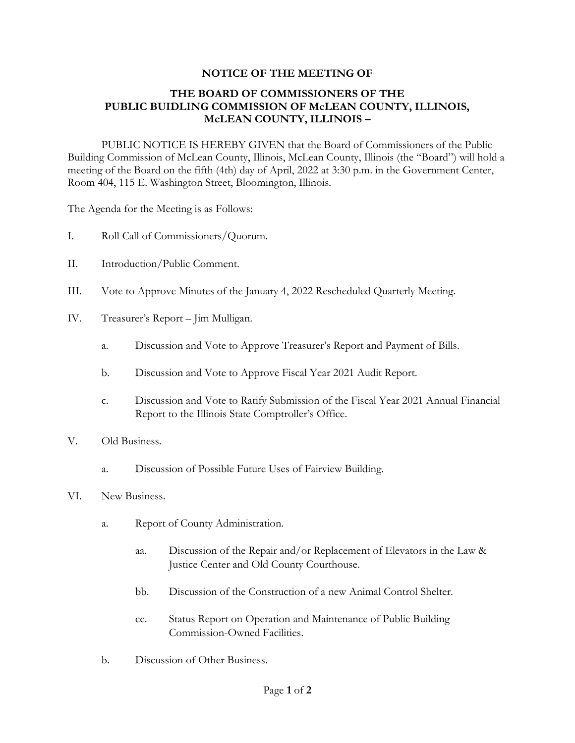# NOTICE OF THE MEETING OF

## THE BOARD OF COMMISSIONERS OF THE PUBLIC BUIDLING COMMISSION OF McLEAN COUNTY, ILLINOIS, McLEAN COUNTY, ILLINOIS –

PUBLIC NOTICE IS HEREBY GIVEN that the Board of Commissioners of the Public Building Commission of McLean County, Illinois, McLean County, Illinois (the "Board") will hold a meeting of the Board on the fifth (4th) day of April, 2022 at 3:30 p.m. in the Government Center, Room 404, 115 E. Washington Street, Bloomington, Illinois.

The Agenda for the Meeting is as Follows:

I. Roll Call of Commissioners/Quorum.

II. Introduction/Public Comment.

III. Vote to Approve Minutes of the January 4, 2022 Rescheduled Quarterly Meeting.

IV. Treasurer's Report – Jim Mulligan.

   a. Discussion and Vote to Approve Treasurer's Report and Payment of Bills.

   b. Discussion and Vote to Approve Fiscal Year 2021 Audit Report.

   c. Discussion and Vote to Ratify Submission of the Fiscal Year 2021 Annual Financial Report to the Illinois State Comptroller's Office.

V. Old Business.

   a. Discussion of Possible Future Uses of Fairview Building.

VI. New Business.

   a. Report of County Administration.

      aa. Discussion of the Repair and/or Replacement of Elevators in the Law & Justice Center and Old County Courthouse.

      bb. Discussion of the Construction of a new Animal Control Shelter.

      cc. Status Report on Operation and Maintenance of Public Building Commission-Owned Facilities.

   b. Discussion of Other Business.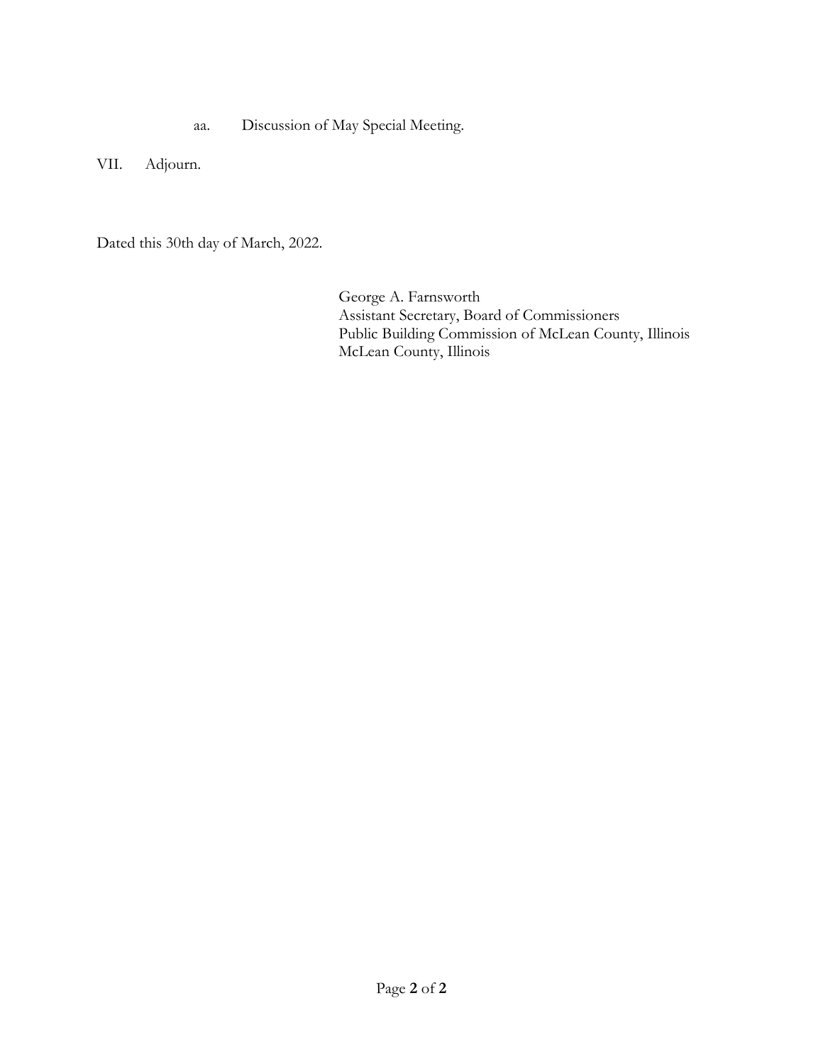aa. Discussion of May Special Meeting.

VII. Adjourn.

Dated this 30th day of March, 2022.

George A. Farnsworth
Assistant Secretary, Board of Commissioners
Public Building Commission of McLean County, Illinois
McLean County, Illinois